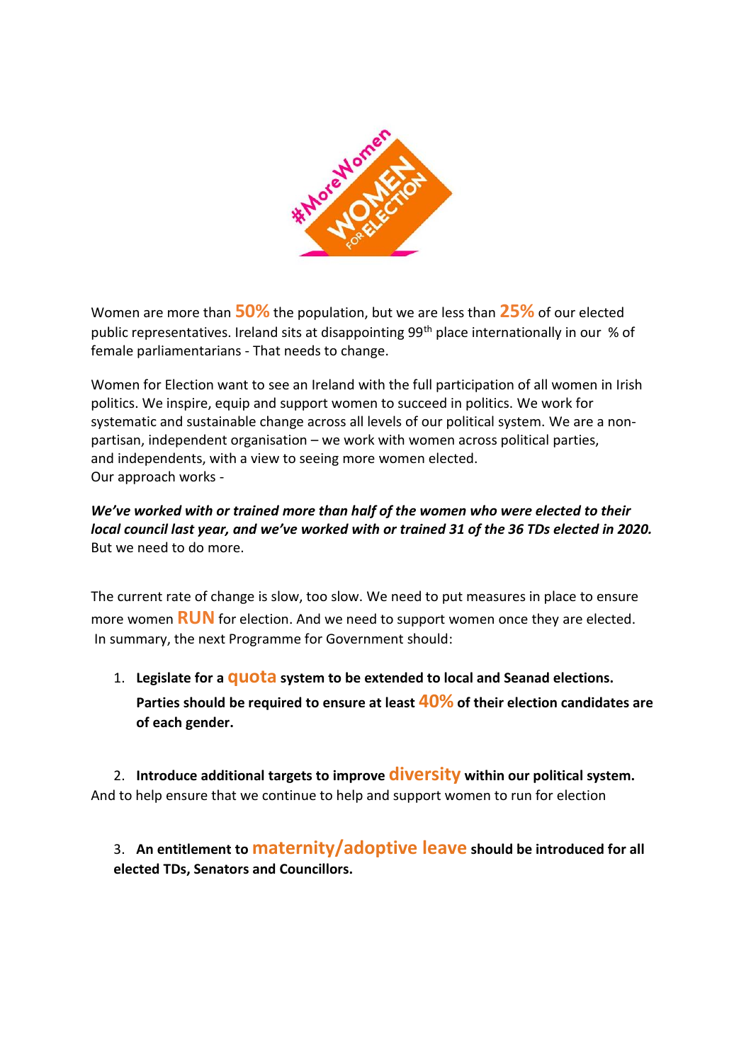Women are more than **50%** the population, but we are less than **25%** of our elected public representatives. Ireland sits at disappointing 99th place internationally in our % of female parliamentarians - That needs to change.

Women for Election want to see an Ireland with the full participation of all women in Irish politics. We inspire, equip and support women to succeed in politics. We work for systematic and sustainable change across all levels of our political system. We are a non-partisan, independent organisation – we work with women across political parties, and independents, with a view to seeing more women elected.
Our approach works -

***We've worked with or trained more than half of the women who were elected to their local council last year, and we've worked with or trained 31 of the 36 TDs elected in 2020.***
But we need to do more.

The current rate of change is slow, too slow. We need to put measures in place to ensure more women **RUN** for election. And we need to support women once they are elected.
In summary, the next Programme for Government should:

1. **Legislate for a quota system to be extended to local and Seanad elections. Parties should be required to ensure at least 40% of their election candidates are of each gender.**

2. **Introduce additional targets to improve diversity within our political system.** And to help ensure that we continue to help and support women to run for election

3. **An entitlement to maternity/adoptive leave should be introduced for all elected TDs, Senators and Councillors.**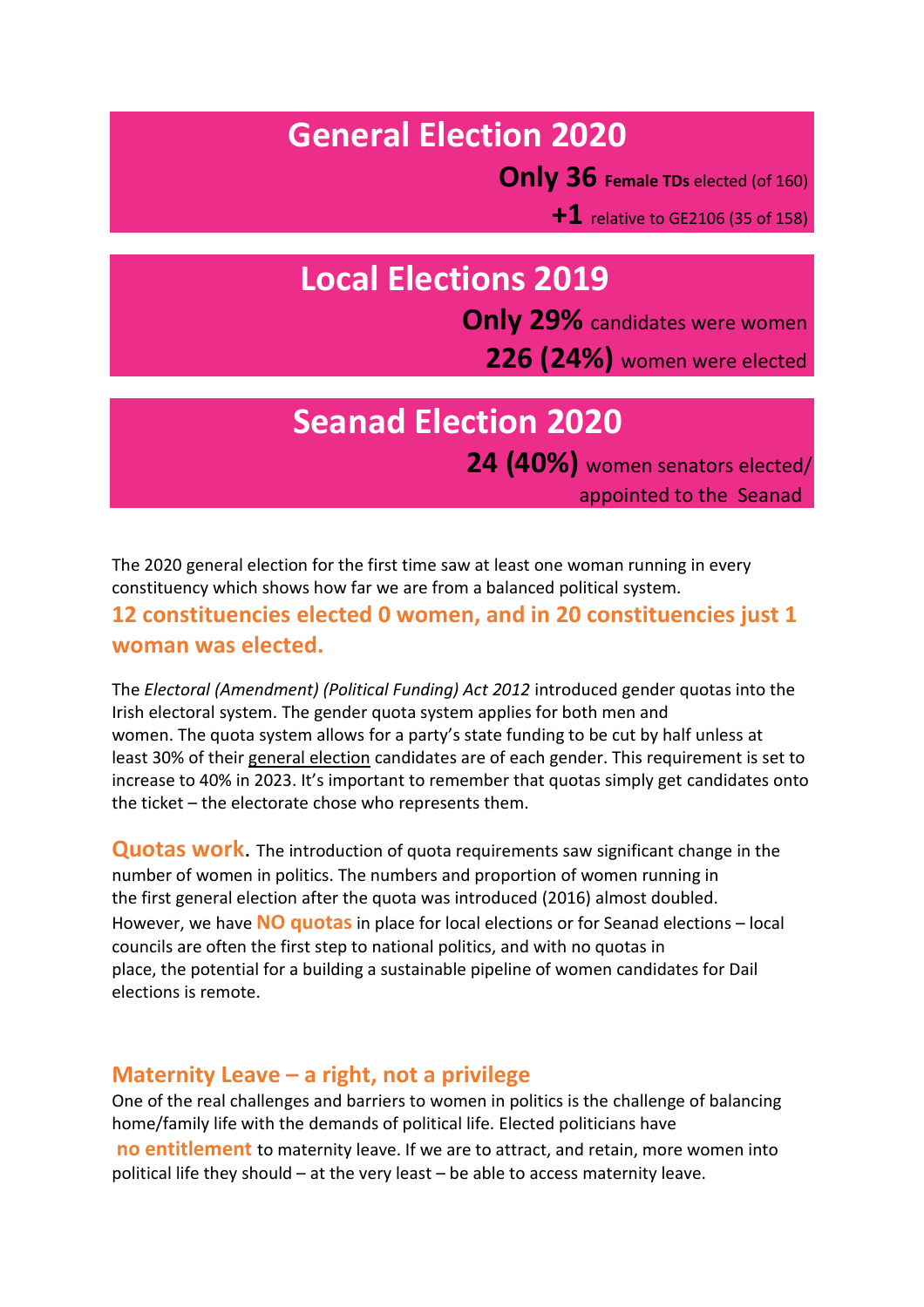## General Election 2020

**Only 36** **Female TDs** elected (of 160)

**+1** relative to GE2106 (35 of 158)

## Local Elections 2019

**Only 29%** candidates were women

**226 (24%)** women were elected

## Seanad Election 2020

**24 (40%)** women senators elected/ appointed to the Seanad

The 2020 general election for the first time saw at least one woman running in every constituency which shows how far we are from a balanced political system.

**12 constituencies elected 0 women, and in 20 constituencies just 1 woman was elected.**

The *Electoral (Amendment) (Political Funding) Act 2012* introduced gender quotas into the Irish electoral system. The gender quota system applies for both men and women. The quota system allows for a party's state funding to be cut by half unless at least 30% of their general election candidates are of each gender. This requirement is set to increase to 40% in 2023. It's important to remember that quotas simply get candidates onto the ticket – the electorate chose who represents them.

**Quotas work.** The introduction of quota requirements saw significant change in the number of women in politics. The numbers and proportion of women running in the first general election after the quota was introduced (2016) almost doubled. However, we have **NO quotas** in place for local elections or for Seanad elections – local councils are often the first step to national politics, and with no quotas in place, the potential for a building a sustainable pipeline of women candidates for Dail elections is remote.

### Maternity Leave – a right, not a privilege

One of the real challenges and barriers to women in politics is the challenge of balancing home/family life with the demands of political life. Elected politicians have **no entitlement** to maternity leave. If we are to attract, and retain, more women into political life they should – at the very least – be able to access maternity leave.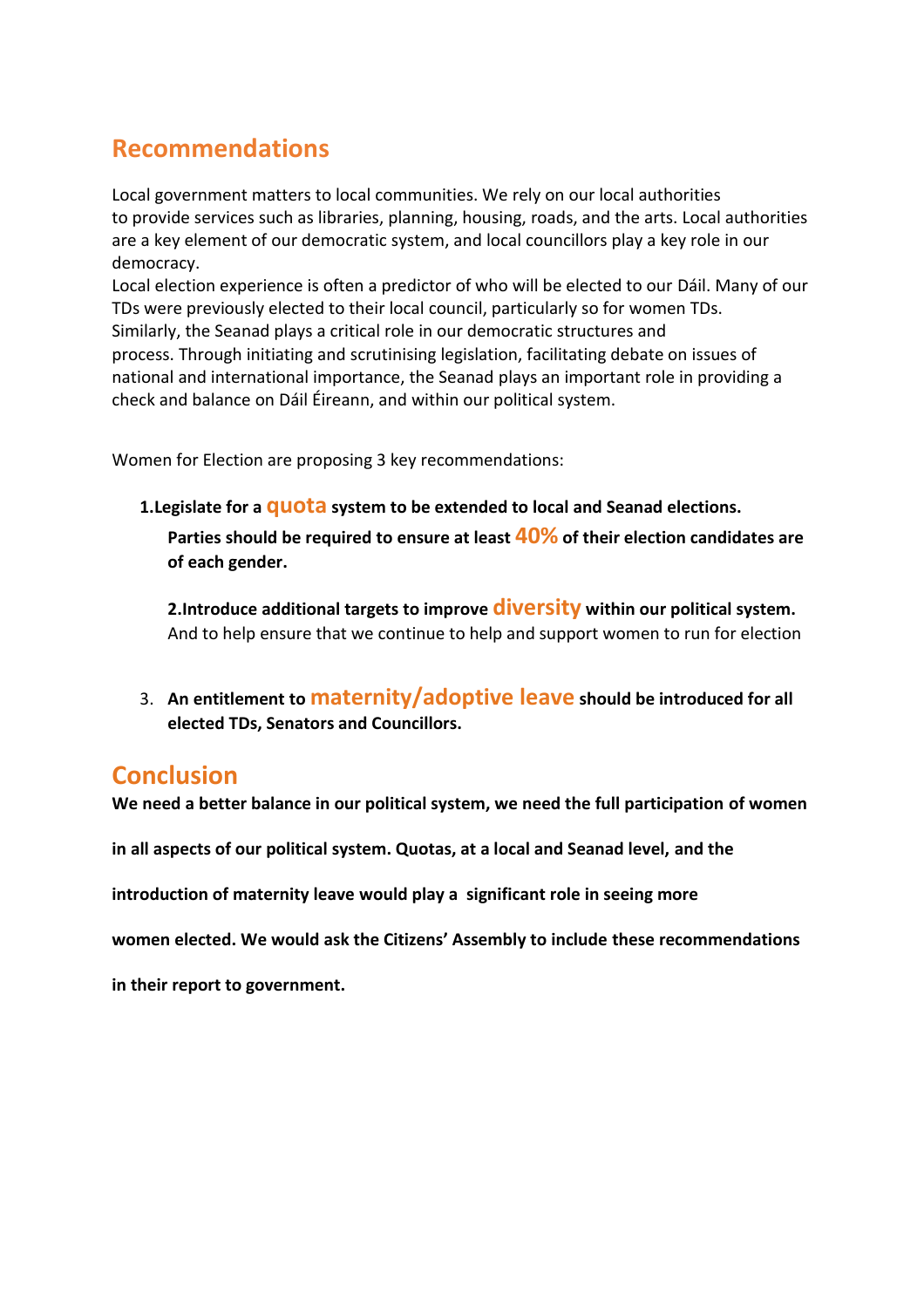## Recommendations

Local government matters to local communities. We rely on our local authorities to provide services such as libraries, planning, housing, roads, and the arts. Local authorities are a key element of our democratic system, and local councillors play a key role in our democracy.

Local election experience is often a predictor of who will be elected to our Dáil. Many of our TDs were previously elected to their local council, particularly so for women TDs.

Similarly, the Seanad plays a critical role in our democratic structures and process. Through initiating and scrutinising legislation, facilitating debate on issues of national and international importance, the Seanad plays an important role in providing a check and balance on Dáil Éireann, and within our political system.

Women for Election are proposing 3 key recommendations:

1. **Legislate for a quota system to be extended to local and Seanad elections. Parties should be required to ensure at least 40% of their election candidates are of each gender.**

2. **Introduce additional targets to improve diversity within our political system.** And to help ensure that we continue to help and support women to run for election

3. **An entitlement to maternity/adoptive leave should be introduced for all elected TDs, Senators and Councillors.**

## Conclusion

**We need a better balance in our political system, we need the full participation of women in all aspects of our political system. Quotas, at a local and Seanad level, and the introduction of maternity leave would play a significant role in seeing more women elected. We would ask the Citizens' Assembly to include these recommendations in their report to government.**